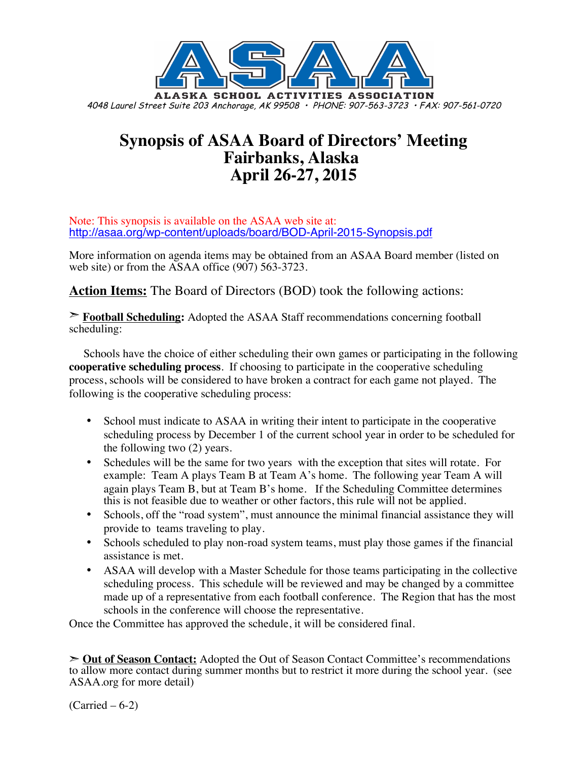**ASAA**

**ALASKA SCHOOL ACTIVITIES ASSOCIATION**

*4048 Laurel Street Suite 203 Anchorage, AK 99508 • PHONE: 907-563-3723 • FAX: 907-561-0720*

# Synopsis of ASAA Board of Directors' Meeting
# Fairbanks, Alaska
# April 26-27, 2015

Note: This synopsis is available on the ASAA web site at:
http://asaa.org/wp-content/uploads/board/BOD-April-2015-Synopsis.pdf

More information on agenda items may be obtained from an ASAA Board member (listed on web site) or from the ASAA office (907) 563-3723.

## Action Items: The Board of Directors (BOD) took the following actions:

➢ **Football Scheduling:** Adopted the ASAA Staff recommendations concerning football scheduling:

Schools have the choice of either scheduling their own games or participating in the following **cooperative scheduling process**. If choosing to participate in the cooperative scheduling process, schools will be considered to have broken a contract for each game not played. The following is the cooperative scheduling process:

- School must indicate to ASAA in writing their intent to participate in the cooperative scheduling process by December 1 of the current school year in order to be scheduled for the following two (2) years.
- Schedules will be the same for two years with the exception that sites will rotate. For example: Team A plays Team B at Team A's home. The following year Team A will again plays Team B, but at Team B's home. If the Scheduling Committee determines this is not feasible due to weather or other factors, this rule will not be applied.
- Schools, off the "road system", must announce the minimal financial assistance they will provide to teams traveling to play.
- Schools scheduled to play non-road system teams, must play those games if the financial assistance is met.
- ASAA will develop with a Master Schedule for those teams participating in the collective scheduling process. This schedule will be reviewed and may be changed by a committee made up of a representative from each football conference. The Region that has the most schools in the conference will choose the representative.

Once the Committee has approved the schedule, it will be considered final.

➢ **Out of Season Contact:** Adopted the Out of Season Contact Committee's recommendations to allow more contact during summer months but to restrict it more during the school year. (see ASAA.org for more detail)

(Carried – 6-2)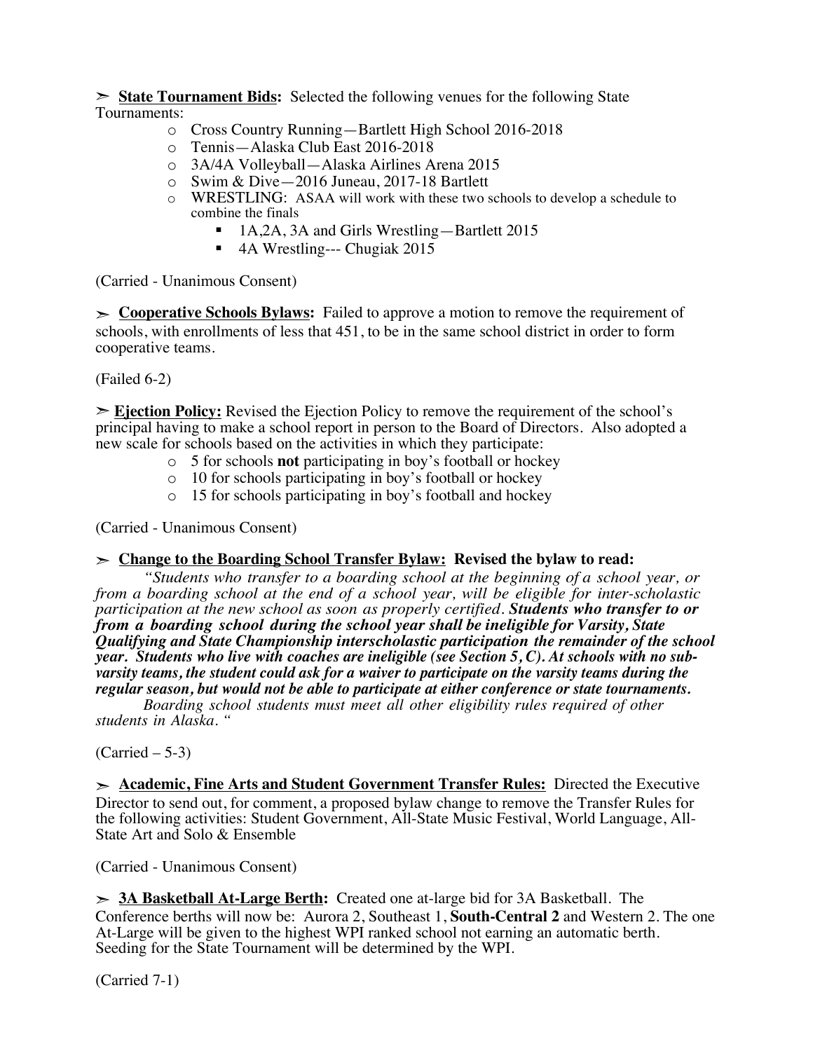➢ **<u>State Tournament Bids</u>:** Selected the following venues for the following State Tournaments:

- Cross Country Running—Bartlett High School 2016-2018
- Tennis—Alaska Club East 2016-2018
- 3A/4A Volleyball—Alaska Airlines Arena 2015
- Swim & Dive—2016 Juneau, 2017-18 Bartlett
- WRESTLING: ASAA will work with these two schools to develop a schedule to combine the finals
  - 1A,2A, 3A and Girls Wrestling—Bartlett 2015
  - 4A Wrestling--- Chugiak 2015

(Carried - Unanimous Consent)

➢ **<u>Cooperative Schools Bylaws</u>:** Failed to approve a motion to remove the requirement of schools, with enrollments of less that 451, to be in the same school district in order to form cooperative teams.

(Failed 6-2)

➢ **<u>Ejection Policy:</u>** Revised the Ejection Policy to remove the requirement of the school's principal having to make a school report in person to the Board of Directors. Also adopted a new scale for schools based on the activities in which they participate:

- 5 for schools **not** participating in boy's football or hockey
- 10 for schools participating in boy's football or hockey
- 15 for schools participating in boy's football and hockey

(Carried - Unanimous Consent)

➢ **<u>Change to the Boarding School Transfer Bylaw:</u> Revised the bylaw to read:**

*"Students who transfer to a boarding school at the beginning of a school year, or from a boarding school at the end of a school year, will be eligible for inter-scholastic participation at the new school as soon as properly certified.* ***Students who transfer to or from a boarding school during the school year shall be ineligible for Varsity, State Qualifying and State Championship interscholastic participation the remainder of the school year. Students who live with coaches are ineligible (see Section 5, C). At schools with no sub-varsity teams, the student could ask for a waiver to participate on the varsity teams during the regular season, but would not be able to participate at either conference or state tournaments.***

*Boarding school students must meet all other eligibility rules required of other students in Alaska. "*

(Carried – 5-3)

➢ **<u>Academic, Fine Arts and Student Government Transfer Rules:</u>** Directed the Executive Director to send out, for comment, a proposed bylaw change to remove the Transfer Rules for the following activities: Student Government, All-State Music Festival, World Language, All-State Art and Solo & Ensemble

(Carried - Unanimous Consent)

➢ **<u>3A Basketball At-Large Berth</u>:** Created one at-large bid for 3A Basketball. The Conference berths will now be: Aurora 2, Southeast 1, **South-Central 2** and Western 2. The one At-Large will be given to the highest WPI ranked school not earning an automatic berth. Seeding for the State Tournament will be determined by the WPI.

(Carried 7-1)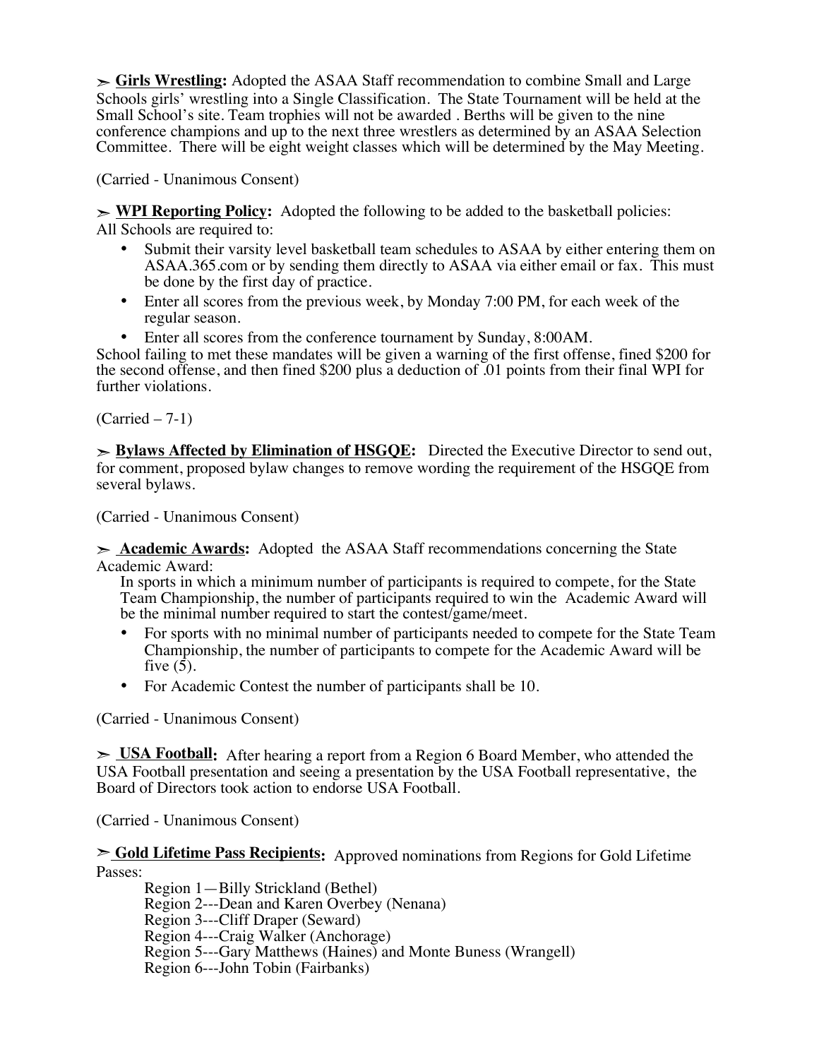➢ **Girls Wrestling:** Adopted the ASAA Staff recommendation to combine Small and Large Schools girls' wrestling into a Single Classification. The State Tournament will be held at the Small School's site. Team trophies will not be awarded . Berths will be given to the nine conference champions and up to the next three wrestlers as determined by an ASAA Selection Committee. There will be eight weight classes which will be determined by the May Meeting.

(Carried - Unanimous Consent)

➢ **WPI Reporting Policy:** Adopted the following to be added to the basketball policies:
All Schools are required to:

- Submit their varsity level basketball team schedules to ASAA by either entering them on ASAA.365.com or by sending them directly to ASAA via either email or fax. This must be done by the first day of practice.
- Enter all scores from the previous week, by Monday 7:00 PM, for each week of the regular season.
- Enter all scores from the conference tournament by Sunday, 8:00AM.

School failing to met these mandates will be given a warning of the first offense, fined $200 for the second offense, and then fined $200 plus a deduction of .01 points from their final WPI for further violations.

(Carried – 7-1)

➢ **Bylaws Affected by Elimination of HSGQE:** Directed the Executive Director to send out, for comment, proposed bylaw changes to remove wording the requirement of the HSGQE from several bylaws.

(Carried - Unanimous Consent)

➢ **Academic Awards:** Adopted the ASAA Staff recommendations concerning the State Academic Award:

In sports in which a minimum number of participants is required to compete, for the State Team Championship, the number of participants required to win the Academic Award will be the minimal number required to start the contest/game/meet.

- For sports with no minimal number of participants needed to compete for the State Team Championship, the number of participants to compete for the Academic Award will be five (5).
- For Academic Contest the number of participants shall be 10.

(Carried - Unanimous Consent)

➢ **USA Football:** After hearing a report from a Region 6 Board Member, who attended the USA Football presentation and seeing a presentation by the USA Football representative, the Board of Directors took action to endorse USA Football.

(Carried - Unanimous Consent)

➢ **Gold Lifetime Pass Recipients:** Approved nominations from Regions for Gold Lifetime Passes:

Region 1—Billy Strickland (Bethel)
Region 2---Dean and Karen Overbey (Nenana)
Region 3---Cliff Draper (Seward)
Region 4---Craig Walker (Anchorage)
Region 5---Gary Matthews (Haines) and Monte Buness (Wrangell)
Region 6---John Tobin (Fairbanks)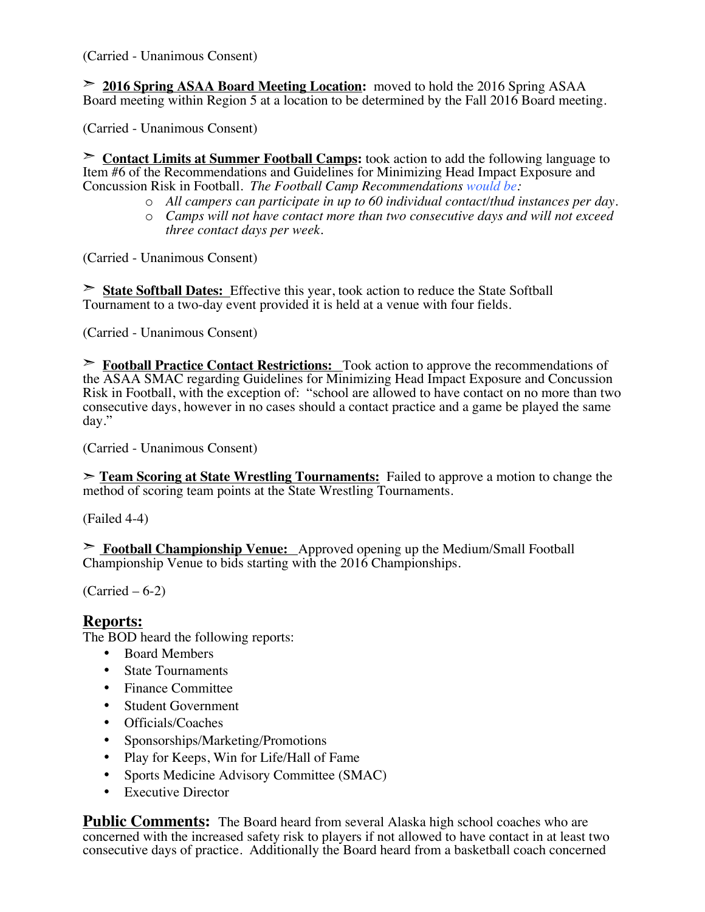(Carried - Unanimous Consent)

➣ **2016 Spring ASAA Board Meeting Location:** moved to hold the 2016 Spring ASAA Board meeting within Region 5 at a location to be determined by the Fall 2016 Board meeting.

(Carried - Unanimous Consent)

➣ **Contact Limits at Summer Football Camps:** took action to add the following language to Item #6 of the Recommendations and Guidelines for Minimizing Head Impact Exposure and Concussion Risk in Football. *The Football Camp Recommendations would be:*

- *All campers can participate in up to 60 individual contact/thud instances per day.*
- *Camps will not have contact more than two consecutive days and will not exceed three contact days per week.*

(Carried - Unanimous Consent)

➣ **State Softball Dates:** Effective this year, took action to reduce the State Softball Tournament to a two-day event provided it is held at a venue with four fields.

(Carried - Unanimous Consent)

➣ **Football Practice Contact Restrictions:** Took action to approve the recommendations of the ASAA SMAC regarding Guidelines for Minimizing Head Impact Exposure and Concussion Risk in Football, with the exception of: "school are allowed to have contact on no more than two consecutive days, however in no cases should a contact practice and a game be played the same day."

(Carried - Unanimous Consent)

➣ **Team Scoring at State Wrestling Tournaments:** Failed to approve a motion to change the method of scoring team points at the State Wrestling Tournaments.

(Failed 4-4)

➣ **Football Championship Venue:** Approved opening up the Medium/Small Football Championship Venue to bids starting with the 2016 Championships.

(Carried – 6-2)

## Reports:

The BOD heard the following reports:

- Board Members
- State Tournaments
- Finance Committee
- Student Government
- Officials/Coaches
- Sponsorships/Marketing/Promotions
- Play for Keeps, Win for Life/Hall of Fame
- Sports Medicine Advisory Committee (SMAC)
- Executive Director

**Public Comments:** The Board heard from several Alaska high school coaches who are concerned with the increased safety risk to players if not allowed to have contact in at least two consecutive days of practice. Additionally the Board heard from a basketball coach concerned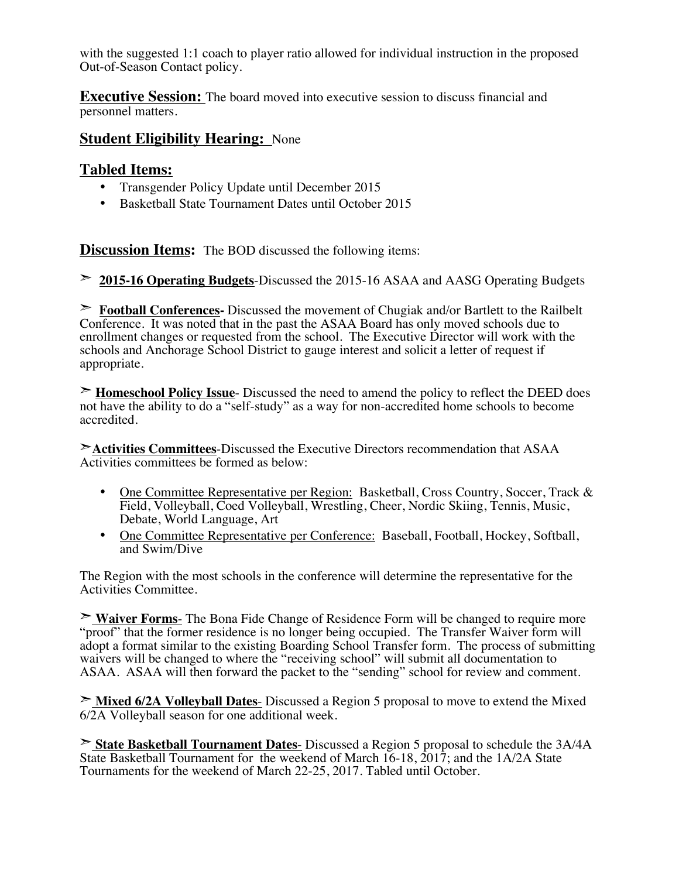with the suggested 1:1 coach to player ratio allowed for individual instruction in the proposed Out-of-Season Contact policy.

**Executive Session:** The board moved into executive session to discuss financial and personnel matters.

## Student Eligibility Hearing: None

## Tabled Items:

- Transgender Policy Update until December 2015
- Basketball State Tournament Dates until October 2015

**Discussion Items:** The BOD discussed the following items:

➢ **2015-16 Operating Budgets**-Discussed the 2015-16 ASAA and AASG Operating Budgets

➢ **Football Conferences-** Discussed the movement of Chugiak and/or Bartlett to the Railbelt Conference. It was noted that in the past the ASAA Board has only moved schools due to enrollment changes or requested from the school. The Executive Director will work with the schools and Anchorage School District to gauge interest and solicit a letter of request if appropriate.

➢ **Homeschool Policy Issue**- Discussed the need to amend the policy to reflect the DEED does not have the ability to do a "self-study" as a way for non-accredited home schools to become accredited.

➢**Activities Committees**-Discussed the Executive Directors recommendation that ASAA Activities committees be formed as below:

- One Committee Representative per Region: Basketball, Cross Country, Soccer, Track & Field, Volleyball, Coed Volleyball, Wrestling, Cheer, Nordic Skiing, Tennis, Music, Debate, World Language, Art
- One Committee Representative per Conference: Baseball, Football, Hockey, Softball, and Swim/Dive

The Region with the most schools in the conference will determine the representative for the Activities Committee.

➢ **Waiver Forms**- The Bona Fide Change of Residence Form will be changed to require more "proof" that the former residence is no longer being occupied. The Transfer Waiver form will adopt a format similar to the existing Boarding School Transfer form. The process of submitting waivers will be changed to where the "receiving school" will submit all documentation to ASAA. ASAA will then forward the packet to the "sending" school for review and comment.

➢ **Mixed 6/2A Volleyball Dates**- Discussed a Region 5 proposal to move to extend the Mixed 6/2A Volleyball season for one additional week.

➢ **State Basketball Tournament Dates**- Discussed a Region 5 proposal to schedule the 3A/4A State Basketball Tournament for the weekend of March 16-18, 2017; and the 1A/2A State Tournaments for the weekend of March 22-25, 2017. Tabled until October.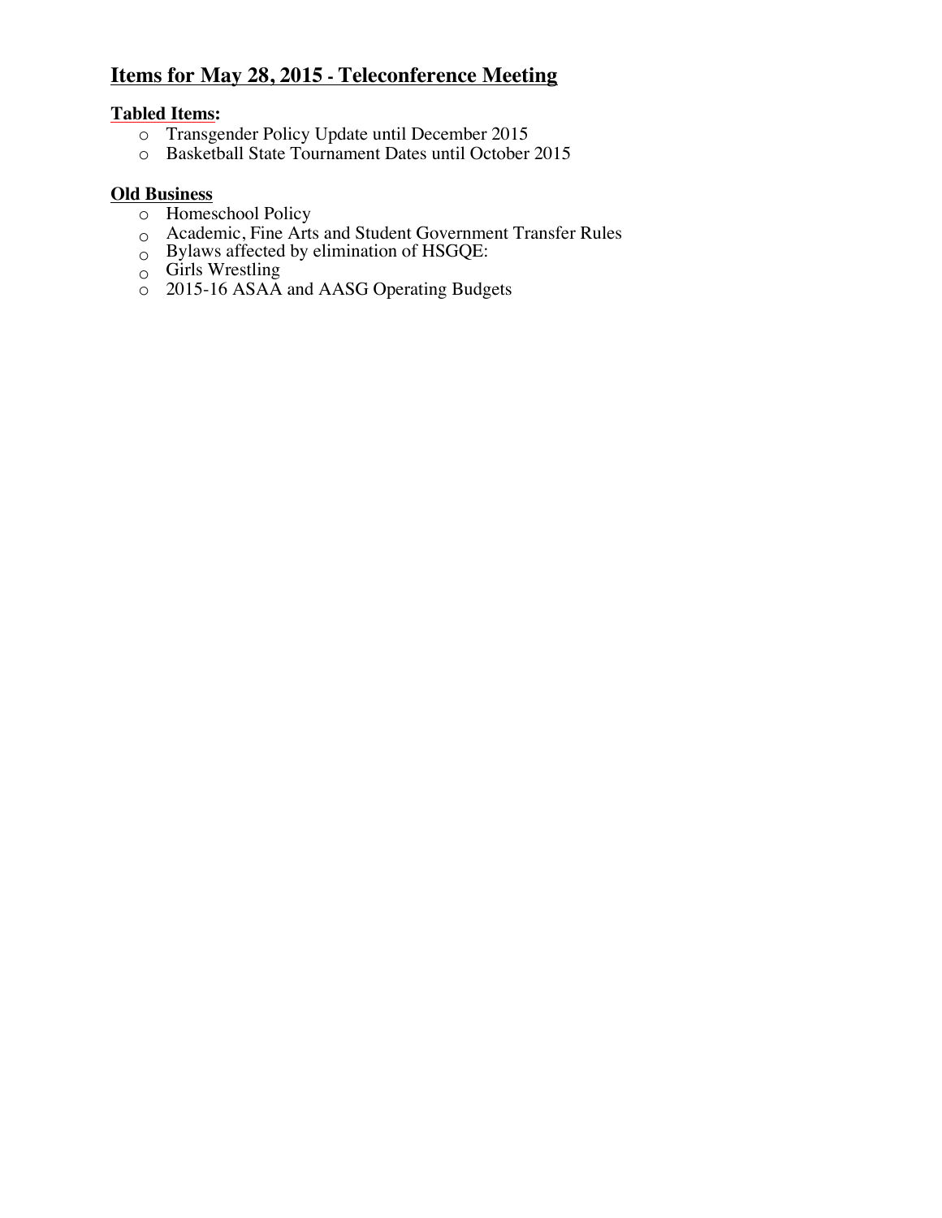## Items for May 28, 2015 - Teleconference Meeting

**Tabled Items:**

- Transgender Policy Update until December 2015
- Basketball State Tournament Dates until October 2015

**Old Business**

- Homeschool Policy
- Academic, Fine Arts and Student Government Transfer Rules
- Bylaws affected by elimination of HSGQE:
- Girls Wrestling
- 2015-16 ASAA and AASG Operating Budgets